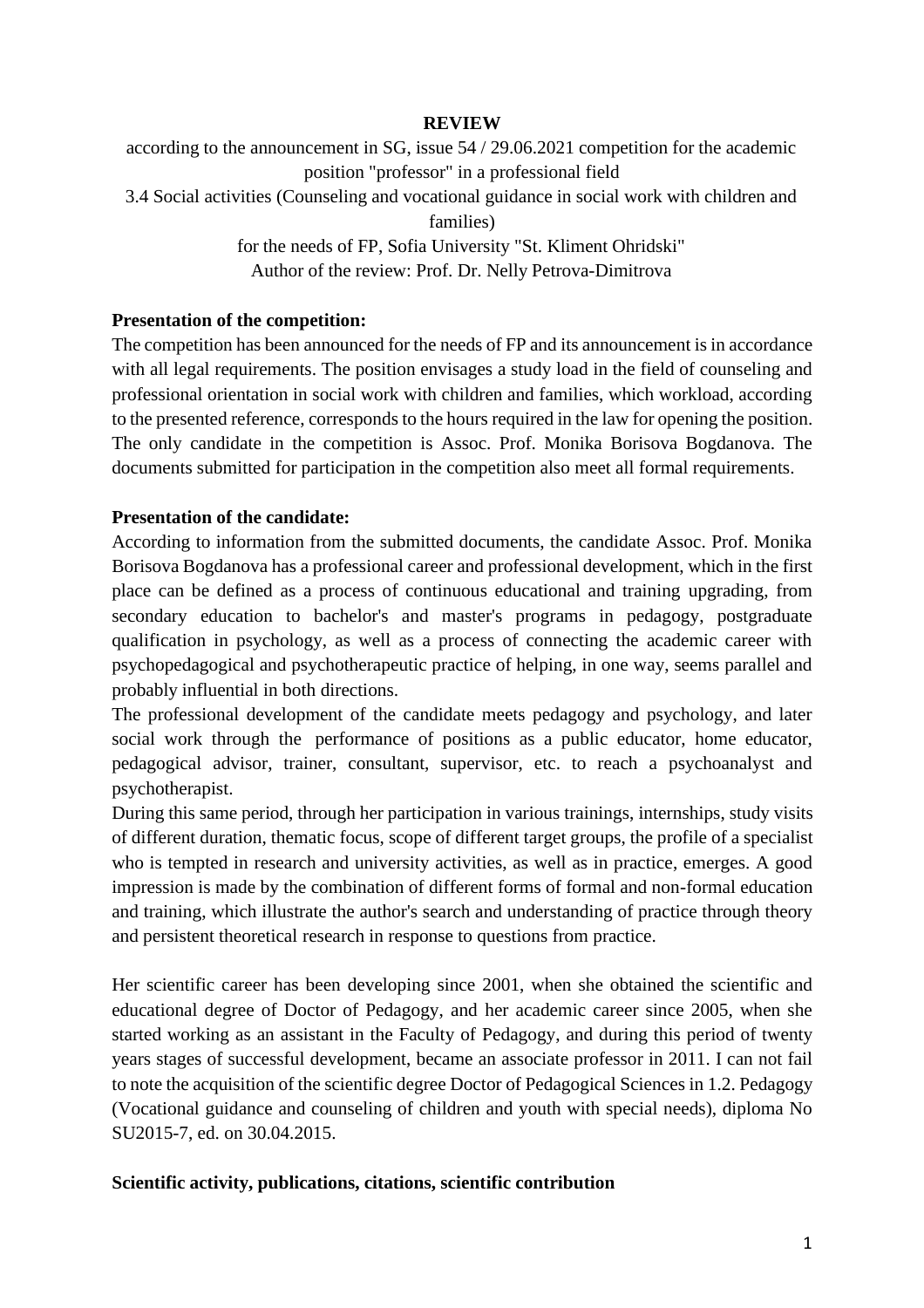**REVIEW**

according to the announcement in SG, issue 54 / 29.06.2021 competition for the academic position "professor" in a professional field

3.4 Social activities (Counseling and vocational guidance in social work with children and families)

for the needs of FP, Sofia University "St. Kliment Ohridski"

Author of the review: Prof. Dr. Nelly Petrova-Dimitrova

**Presentation of the competition:**

The competition has been announced for the needs of FP and its announcement is in accordance with all legal requirements. The position envisages a study load in the field of counseling and professional orientation in social work with children and families, which workload, according to the presented reference, corresponds to the hours required in the law for opening the position. The only candidate in the competition is Assoc. Prof. Monika Borisova Bogdanova. The documents submitted for participation in the competition also meet all formal requirements.

**Presentation of the candidate:**

According to information from the submitted documents, the candidate Assoc. Prof. Monika Borisova Bogdanova has a professional career and professional development, which in the first place can be defined as a process of continuous educational and training upgrading, from secondary education to bachelor's and master's programs in pedagogy, postgraduate qualification in psychology, as well as a process of connecting the academic career with psychopedagogical and psychotherapeutic practice of helping, in one way, seems parallel and probably influential in both directions.

The professional development of the candidate meets pedagogy and psychology, and later social work through the performance of positions as a public educator, home educator, pedagogical advisor, trainer, consultant, supervisor, etc. to reach a psychoanalyst and psychotherapist.

During this same period, through her participation in various trainings, internships, study visits of different duration, thematic focus, scope of different target groups, the profile of a specialist who is tempted in research and university activities, as well as in practice, emerges. A good impression is made by the combination of different forms of formal and non-formal education and training, which illustrate the author's search and understanding of practice through theory and persistent theoretical research in response to questions from practice.

Her scientific career has been developing since 2001, when she obtained the scientific and educational degree of Doctor of Pedagogy, and her academic career since 2005, when she started working as an assistant in the Faculty of Pedagogy, and during this period of twenty years stages of successful development, became an associate professor in 2011. I can not fail to note the acquisition of the scientific degree Doctor of Pedagogical Sciences in 1.2. Pedagogy (Vocational guidance and counseling of children and youth with special needs), diploma No SU2015-7, ed. on 30.04.2015.

**Scientific activity, publications, citations, scientific contribution**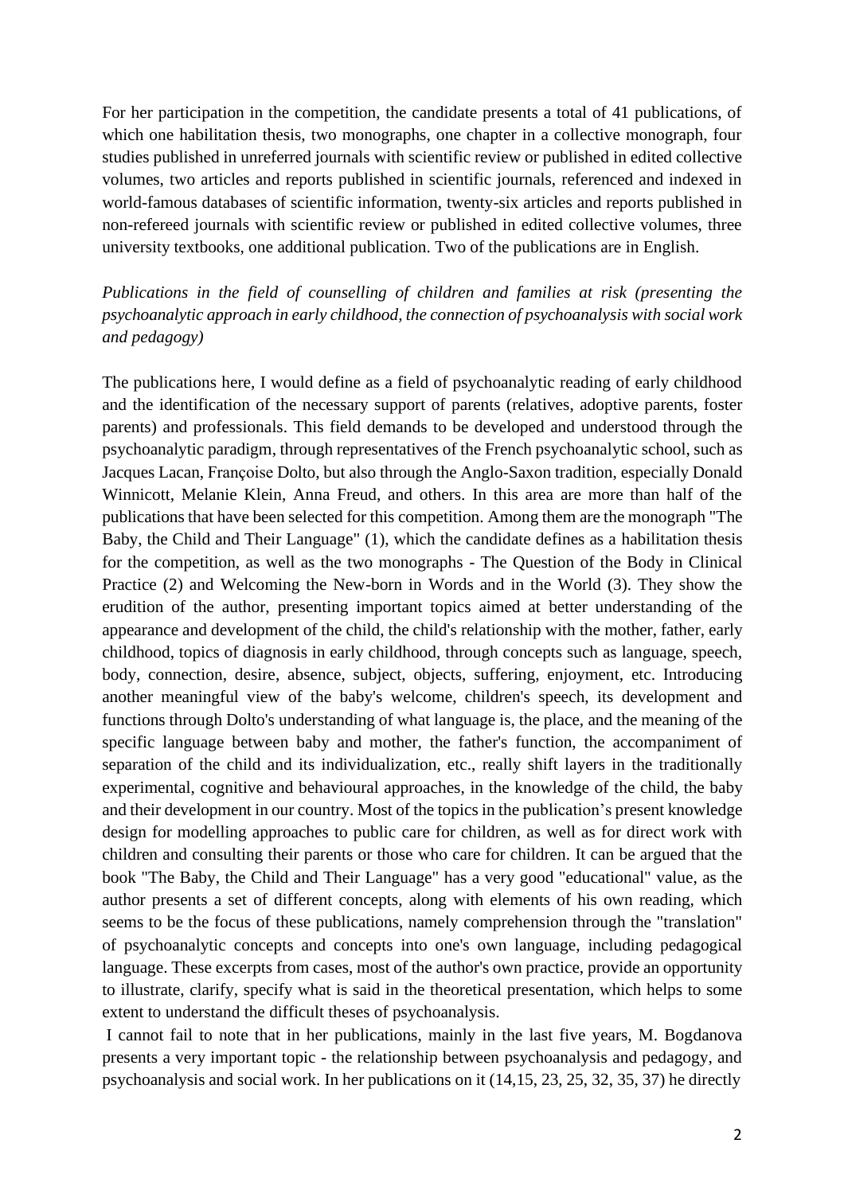For her participation in the competition, the candidate presents a total of 41 publications, of which one habilitation thesis, two monographs, one chapter in a collective monograph, four studies published in unreferred journals with scientific review or published in edited collective volumes, two articles and reports published in scientific journals, referenced and indexed in world-famous databases of scientific information, twenty-six articles and reports published in non-refereed journals with scientific review or published in edited collective volumes, three university textbooks, one additional publication. Two of the publications are in English.

*Publications in the field of counselling of children and families at risk (presenting the psychoanalytic approach in early childhood, the connection of psychoanalysis with social work and pedagogy)*

The publications here, I would define as a field of psychoanalytic reading of early childhood and the identification of the necessary support of parents (relatives, adoptive parents, foster parents) and professionals. This field demands to be developed and understood through the psychoanalytic paradigm, through representatives of the French psychoanalytic school, such as Jacques Lacan, Françoise Dolto, but also through the Anglo-Saxon tradition, especially Donald Winnicott, Melanie Klein, Anna Freud, and others. In this area are more than half of the publications that have been selected for this competition. Among them are the monograph "The Baby, the Child and Their Language" (1), which the candidate defines as a habilitation thesis for the competition, as well as the two monographs - The Question of the Body in Clinical Practice (2) and Welcoming the New-born in Words and in the World (3). They show the erudition of the author, presenting important topics aimed at better understanding of the appearance and development of the child, the child's relationship with the mother, father, early childhood, topics of diagnosis in early childhood, through concepts such as language, speech, body, connection, desire, absence, subject, objects, suffering, enjoyment, etc. Introducing another meaningful view of the baby's welcome, children's speech, its development and functions through Dolto's understanding of what language is, the place, and the meaning of the specific language between baby and mother, the father's function, the accompaniment of separation of the child and its individualization, etc., really shift layers in the traditionally experimental, cognitive and behavioural approaches, in the knowledge of the child, the baby and their development in our country. Most of the topics in the publication's present knowledge design for modelling approaches to public care for children, as well as for direct work with children and consulting their parents or those who care for children. It can be argued that the book "The Baby, the Child and Their Language" has a very good "educational" value, as the author presents a set of different concepts, along with elements of his own reading, which seems to be the focus of these publications, namely comprehension through the "translation" of psychoanalytic concepts and concepts into one's own language, including pedagogical language. These excerpts from cases, most of the author's own practice, provide an opportunity to illustrate, clarify, specify what is said in the theoretical presentation, which helps to some extent to understand the difficult theses of psychoanalysis.

I cannot fail to note that in her publications, mainly in the last five years, M. Bogdanova presents a very important topic - the relationship between psychoanalysis and pedagogy, and psychoanalysis and social work. In her publications on it (14,15, 23, 25, 32, 35, 37) he directly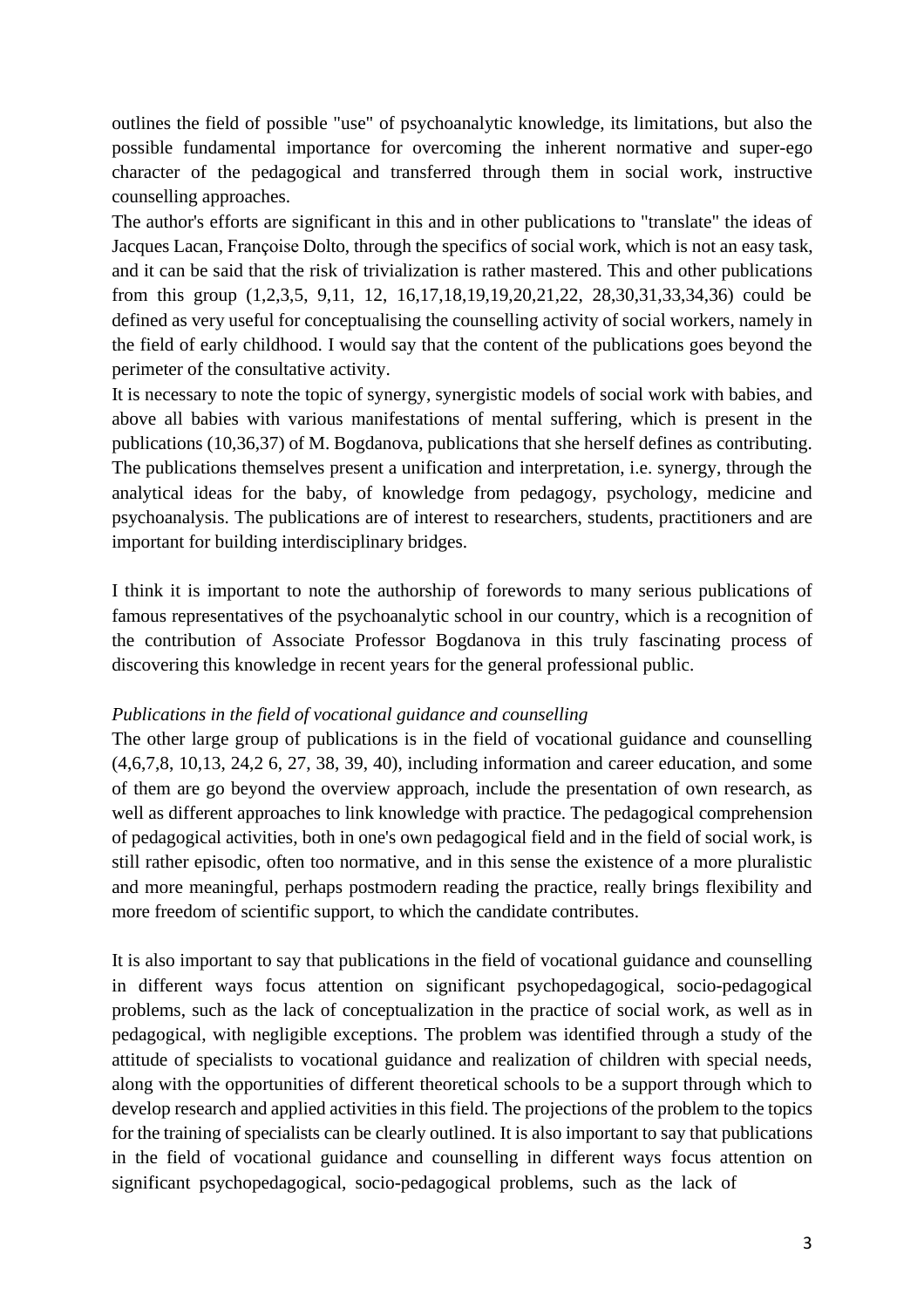outlines the field of possible "use" of psychoanalytic knowledge, its limitations, but also the possible fundamental importance for overcoming the inherent normative and super-ego character of the pedagogical and transferred through them in social work, instructive counselling approaches.

The author's efforts are significant in this and in other publications to "translate" the ideas of Jacques Lacan, Françoise Dolto, through the specifics of social work, which is not an easy task, and it can be said that the risk of trivialization is rather mastered. This and other publications from this group (1,2,3,5, 9,11, 12, 16,17,18,19,19,20,21,22, 28,30,31,33,34,36) could be defined as very useful for conceptualising the counselling activity of social workers, namely in the field of early childhood. I would say that the content of the publications goes beyond the perimeter of the consultative activity.

It is necessary to note the topic of synergy, synergistic models of social work with babies, and above all babies with various manifestations of mental suffering, which is present in the publications (10,36,37) of M. Bogdanova, publications that she herself defines as contributing. The publications themselves present a unification and interpretation, i.e. synergy, through the analytical ideas for the baby, of knowledge from pedagogy, psychology, medicine and psychoanalysis. The publications are of interest to researchers, students, practitioners and are important for building interdisciplinary bridges.

I think it is important to note the authorship of forewords to many serious publications of famous representatives of the psychoanalytic school in our country, which is a recognition of the contribution of Associate Professor Bogdanova in this truly fascinating process of discovering this knowledge in recent years for the general professional public.

*Publications in the field of vocational guidance and counselling*

The other large group of publications is in the field of vocational guidance and counselling (4,6,7,8, 10,13, 24,2 6, 27, 38, 39, 40), including information and career education, and some of them are go beyond the overview approach, include the presentation of own research, as well as different approaches to link knowledge with practice. The pedagogical comprehension of pedagogical activities, both in one's own pedagogical field and in the field of social work, is still rather episodic, often too normative, and in this sense the existence of a more pluralistic and more meaningful, perhaps postmodern reading the practice, really brings flexibility and more freedom of scientific support, to which the candidate contributes.

It is also important to say that publications in the field of vocational guidance and counselling in different ways focus attention on significant psychopedagogical, socio-pedagogical problems, such as the lack of conceptualization in the practice of social work, as well as in pedagogical, with negligible exceptions. The problem was identified through a study of the attitude of specialists to vocational guidance and realization of children with special needs, along with the opportunities of different theoretical schools to be a support through which to develop research and applied activities in this field. The projections of the problem to the topics for the training of specialists can be clearly outlined. It is also important to say that publications in the field of vocational guidance and counselling in different ways focus attention on significant psychopedagogical, socio-pedagogical problems, such as the lack of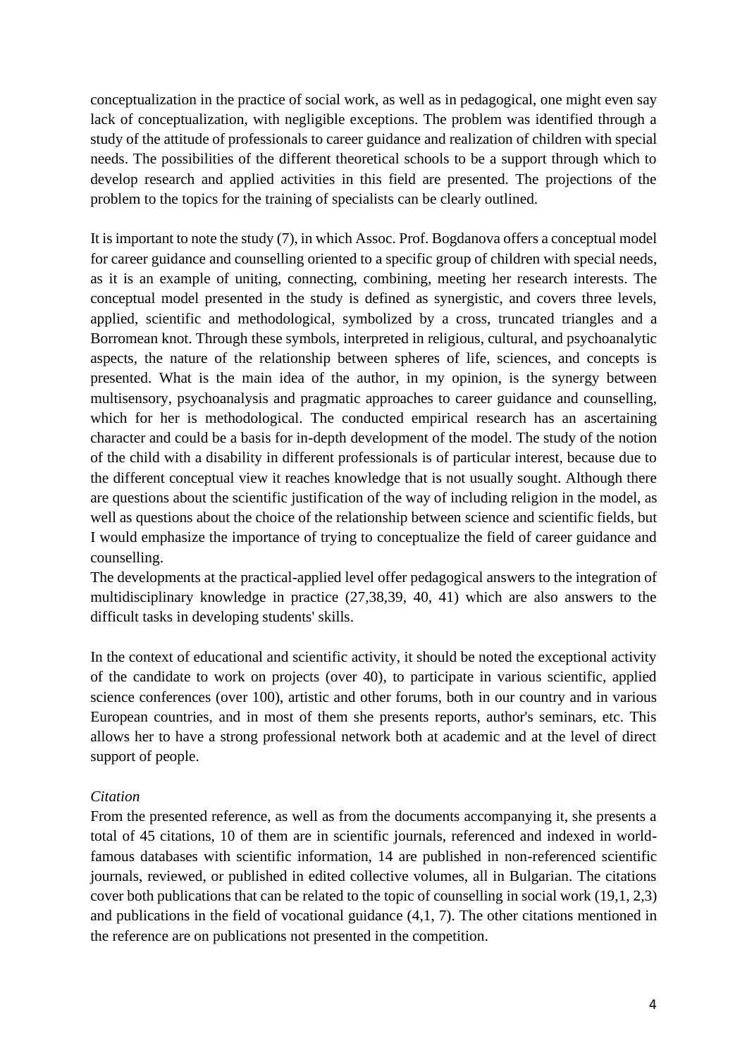conceptualization in the practice of social work, as well as in pedagogical, one might even say lack of conceptualization, with negligible exceptions. The problem was identified through a study of the attitude of professionals to career guidance and realization of children with special needs. The possibilities of the different theoretical schools to be a support through which to develop research and applied activities in this field are presented. The projections of the problem to the topics for the training of specialists can be clearly outlined.

It is important to note the study (7), in which Assoc. Prof. Bogdanova offers a conceptual model for career guidance and counselling oriented to a specific group of children with special needs, as it is an example of uniting, connecting, combining, meeting her research interests. The conceptual model presented in the study is defined as synergistic, and covers three levels, applied, scientific and methodological, symbolized by a cross, truncated triangles and a Borromean knot. Through these symbols, interpreted in religious, cultural, and psychoanalytic aspects, the nature of the relationship between spheres of life, sciences, and concepts is presented. What is the main idea of the author, in my opinion, is the synergy between multisensory, psychoanalysis and pragmatic approaches to career guidance and counselling, which for her is methodological. The conducted empirical research has an ascertaining character and could be a basis for in-depth development of the model. The study of the notion of the child with a disability in different professionals is of particular interest, because due to the different conceptual view it reaches knowledge that is not usually sought. Although there are questions about the scientific justification of the way of including religion in the model, as well as questions about the choice of the relationship between science and scientific fields, but I would emphasize the importance of trying to conceptualize the field of career guidance and counselling.

The developments at the practical-applied level offer pedagogical answers to the integration of multidisciplinary knowledge in practice (27,38,39, 40, 41) which are also answers to the difficult tasks in developing students' skills.

In the context of educational and scientific activity, it should be noted the exceptional activity of the candidate to work on projects (over 40), to participate in various scientific, applied science conferences (over 100), artistic and other forums, both in our country and in various European countries, and in most of them she presents reports, author's seminars, etc. This allows her to have a strong professional network both at academic and at the level of direct support of people.

*Citation*

From the presented reference, as well as from the documents accompanying it, she presents a total of 45 citations, 10 of them are in scientific journals, referenced and indexed in world-famous databases with scientific information, 14 are published in non-referenced scientific journals, reviewed, or published in edited collective volumes, all in Bulgarian. The citations cover both publications that can be related to the topic of counselling in social work (19,1, 2,3) and publications in the field of vocational guidance (4,1, 7). The other citations mentioned in the reference are on publications not presented in the competition.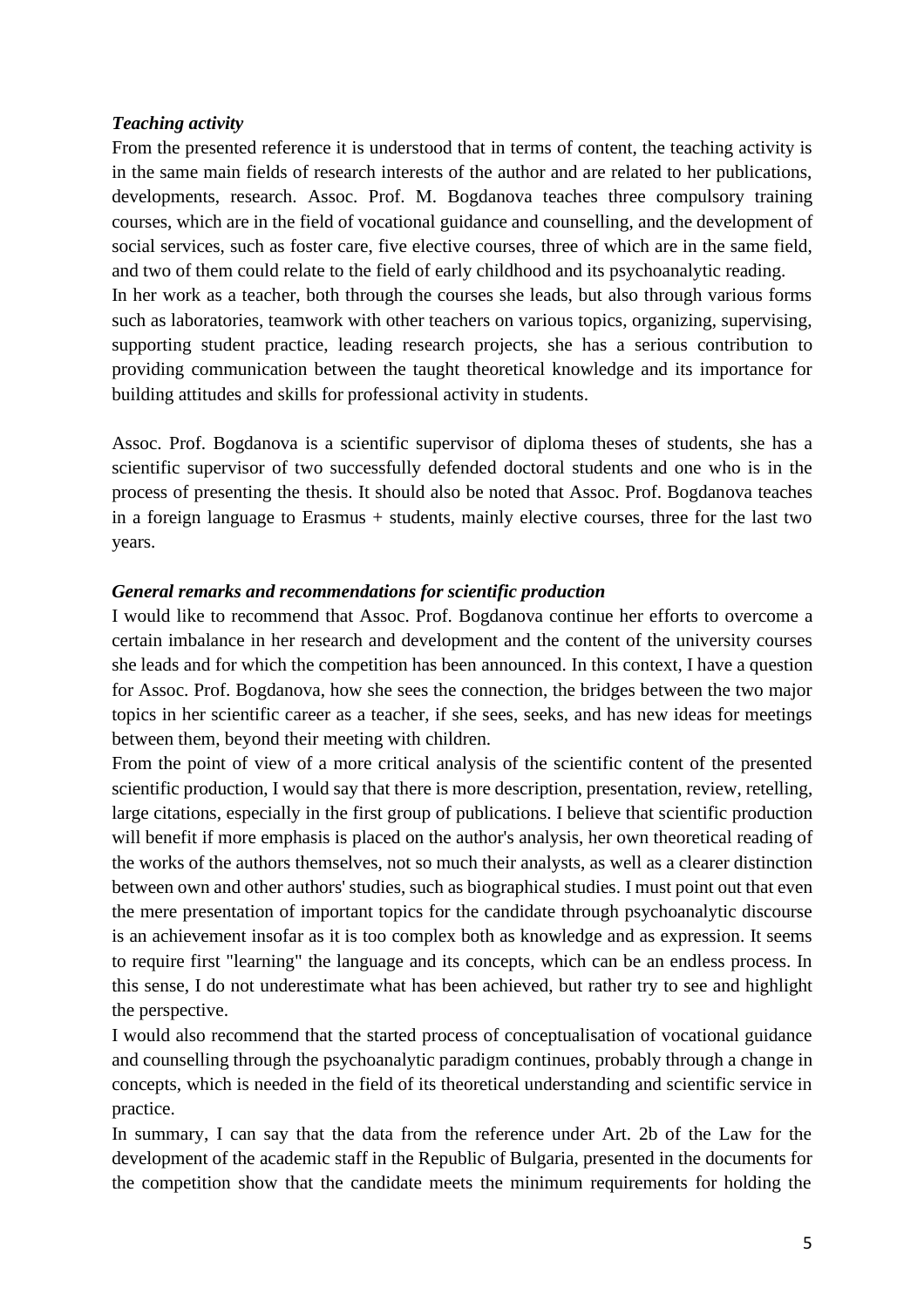***Teaching activity***

From the presented reference it is understood that in terms of content, the teaching activity is in the same main fields of research interests of the author and are related to her publications, developments, research. Assoc. Prof. M. Bogdanova teaches three compulsory training courses, which are in the field of vocational guidance and counselling, and the development of social services, such as foster care, five elective courses, three of which are in the same field, and two of them could relate to the field of early childhood and its psychoanalytic reading.

In her work as a teacher, both through the courses she leads, but also through various forms such as laboratories, teamwork with other teachers on various topics, organizing, supervising, supporting student practice, leading research projects, she has a serious contribution to providing communication between the taught theoretical knowledge and its importance for building attitudes and skills for professional activity in students.

Assoc. Prof. Bogdanova is a scientific supervisor of diploma theses of students, she has a scientific supervisor of two successfully defended doctoral students and one who is in the process of presenting the thesis. It should also be noted that Assoc. Prof. Bogdanova teaches in a foreign language to Erasmus + students, mainly elective courses, three for the last two years.

***General remarks and recommendations for scientific production***

I would like to recommend that Assoc. Prof. Bogdanova continue her efforts to overcome a certain imbalance in her research and development and the content of the university courses she leads and for which the competition has been announced. In this context, I have a question for Assoc. Prof. Bogdanova, how she sees the connection, the bridges between the two major topics in her scientific career as a teacher, if she sees, seeks, and has new ideas for meetings between them, beyond their meeting with children.

From the point of view of a more critical analysis of the scientific content of the presented scientific production, I would say that there is more description, presentation, review, retelling, large citations, especially in the first group of publications. I believe that scientific production will benefit if more emphasis is placed on the author's analysis, her own theoretical reading of the works of the authors themselves, not so much their analysts, as well as a clearer distinction between own and other authors' studies, such as biographical studies. I must point out that even the mere presentation of important topics for the candidate through psychoanalytic discourse is an achievement insofar as it is too complex both as knowledge and as expression. It seems to require first "learning" the language and its concepts, which can be an endless process. In this sense, I do not underestimate what has been achieved, but rather try to see and highlight the perspective.

I would also recommend that the started process of conceptualisation of vocational guidance and counselling through the psychoanalytic paradigm continues, probably through a change in concepts, which is needed in the field of its theoretical understanding and scientific service in practice.

In summary, I can say that the data from the reference under Art. 2b of the Law for the development of the academic staff in the Republic of Bulgaria, presented in the documents for the competition show that the candidate meets the minimum requirements for holding the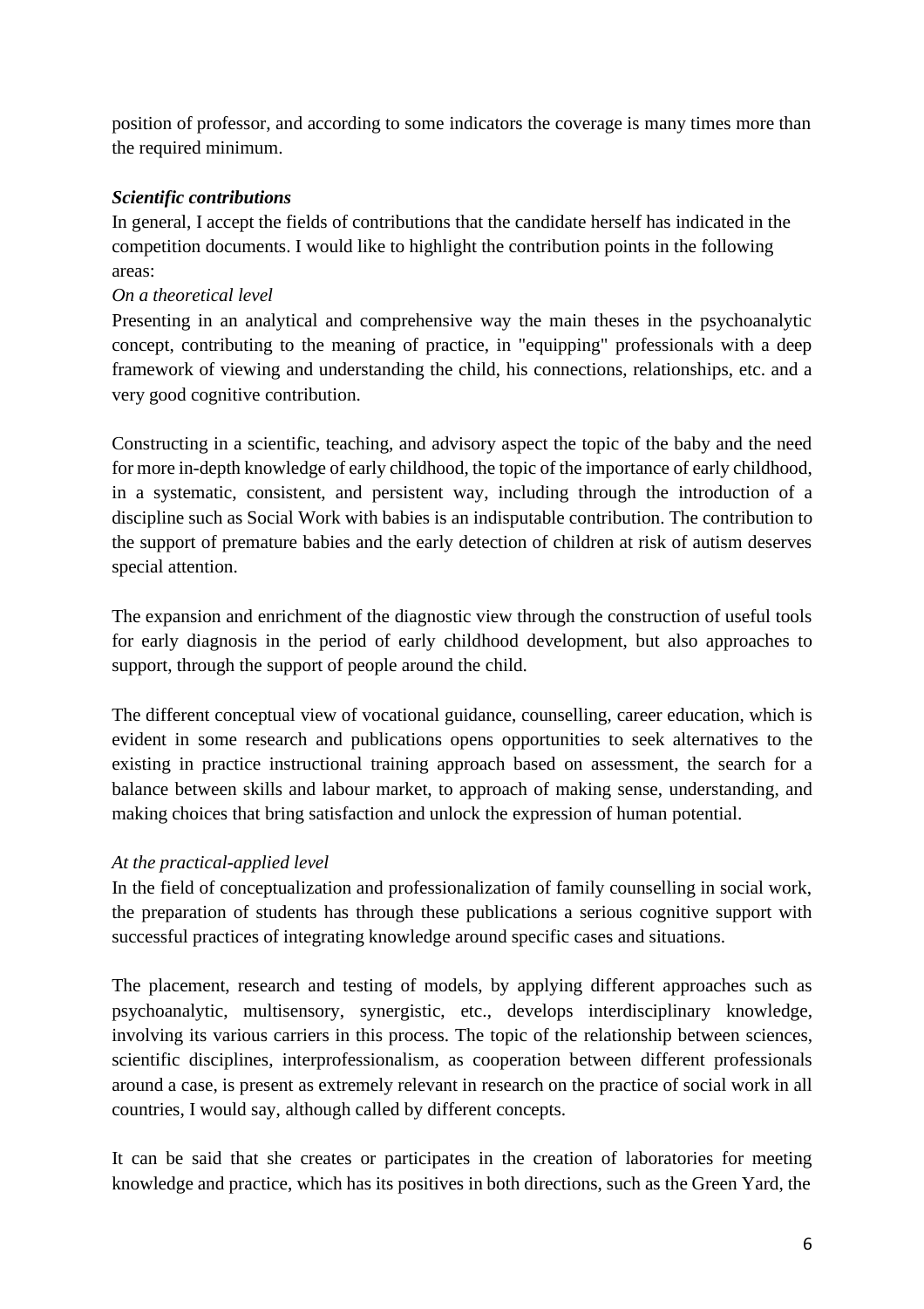position of professor, and according to some indicators the coverage is many times more than the required minimum.

***Scientific contributions***

In general, I accept the fields of contributions that the candidate herself has indicated in the competition documents. I would like to highlight the contribution points in the following areas:

*On a theoretical level*

Presenting in an analytical and comprehensive way the main theses in the psychoanalytic concept, contributing to the meaning of practice, in "equipping" professionals with a deep framework of viewing and understanding the child, his connections, relationships, etc. and a very good cognitive contribution.

Constructing in a scientific, teaching, and advisory aspect the topic of the baby and the need for more in-depth knowledge of early childhood, the topic of the importance of early childhood, in a systematic, consistent, and persistent way, including through the introduction of a discipline such as Social Work with babies is an indisputable contribution. The contribution to the support of premature babies and the early detection of children at risk of autism deserves special attention.

The expansion and enrichment of the diagnostic view through the construction of useful tools for early diagnosis in the period of early childhood development, but also approaches to support, through the support of people around the child.

The different conceptual view of vocational guidance, counselling, career education, which is evident in some research and publications opens opportunities to seek alternatives to the existing in practice instructional training approach based on assessment, the search for a balance between skills and labour market, to approach of making sense, understanding, and making choices that bring satisfaction and unlock the expression of human potential.

*At the practical-applied level*

In the field of conceptualization and professionalization of family counselling in social work, the preparation of students has through these publications a serious cognitive support with successful practices of integrating knowledge around specific cases and situations.

The placement, research and testing of models, by applying different approaches such as psychoanalytic, multisensory, synergistic, etc., develops interdisciplinary knowledge, involving its various carriers in this process. The topic of the relationship between sciences, scientific disciplines, interprofessionalism, as cooperation between different professionals around a case, is present as extremely relevant in research on the practice of social work in all countries, I would say, although called by different concepts.

It can be said that she creates or participates in the creation of laboratories for meeting knowledge and practice, which has its positives in both directions, such as the Green Yard, the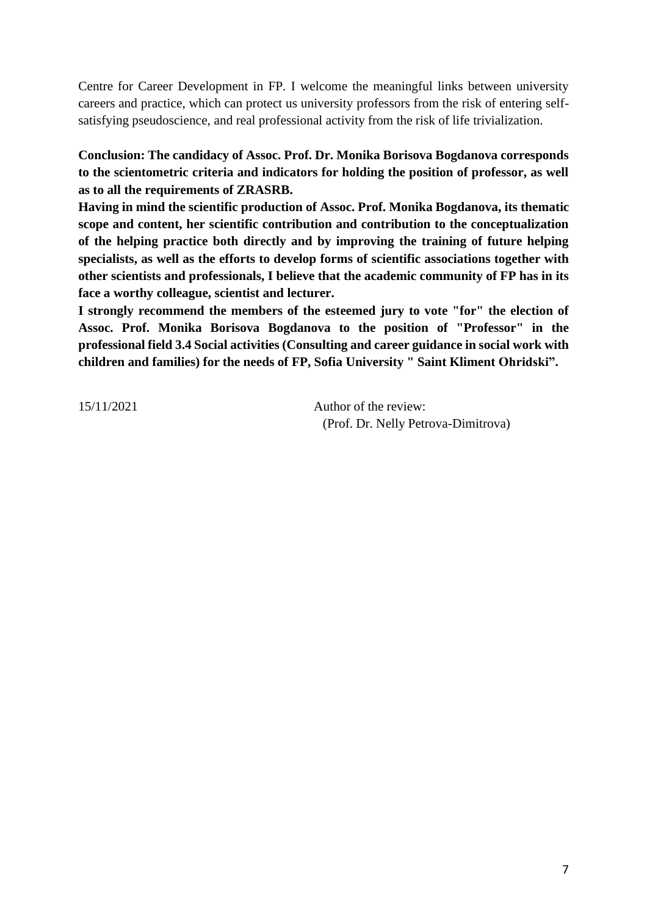Centre for Career Development in FP. I welcome the meaningful links between university careers and practice, which can protect us university professors from the risk of entering self-satisfying pseudoscience, and real professional activity from the risk of life trivialization.

**Conclusion: The candidacy of Assoc. Prof. Dr. Monika Borisova Bogdanova corresponds to the scientometric criteria and indicators for holding the position of professor, as well as to all the requirements of ZRASRB.**

**Having in mind the scientific production of Assoc. Prof. Monika Bogdanova, its thematic scope and content, her scientific contribution and contribution to the conceptualization of the helping practice both directly and by improving the training of future helping specialists, as well as the efforts to develop forms of scientific associations together with other scientists and professionals, I believe that the academic community of FP has in its face a worthy colleague, scientist and lecturer.**

**I strongly recommend the members of the esteemed jury to vote "for" the election of Assoc. Prof. Monika Borisova Bogdanova to the position of "Professor" in the professional field 3.4 Social activities (Consulting and career guidance in social work with children and families) for the needs of FP, Sofia University " Saint Kliment Ohridski".**

15/11/2021

Author of the review:
(Prof. Dr. Nelly Petrova-Dimitrova)